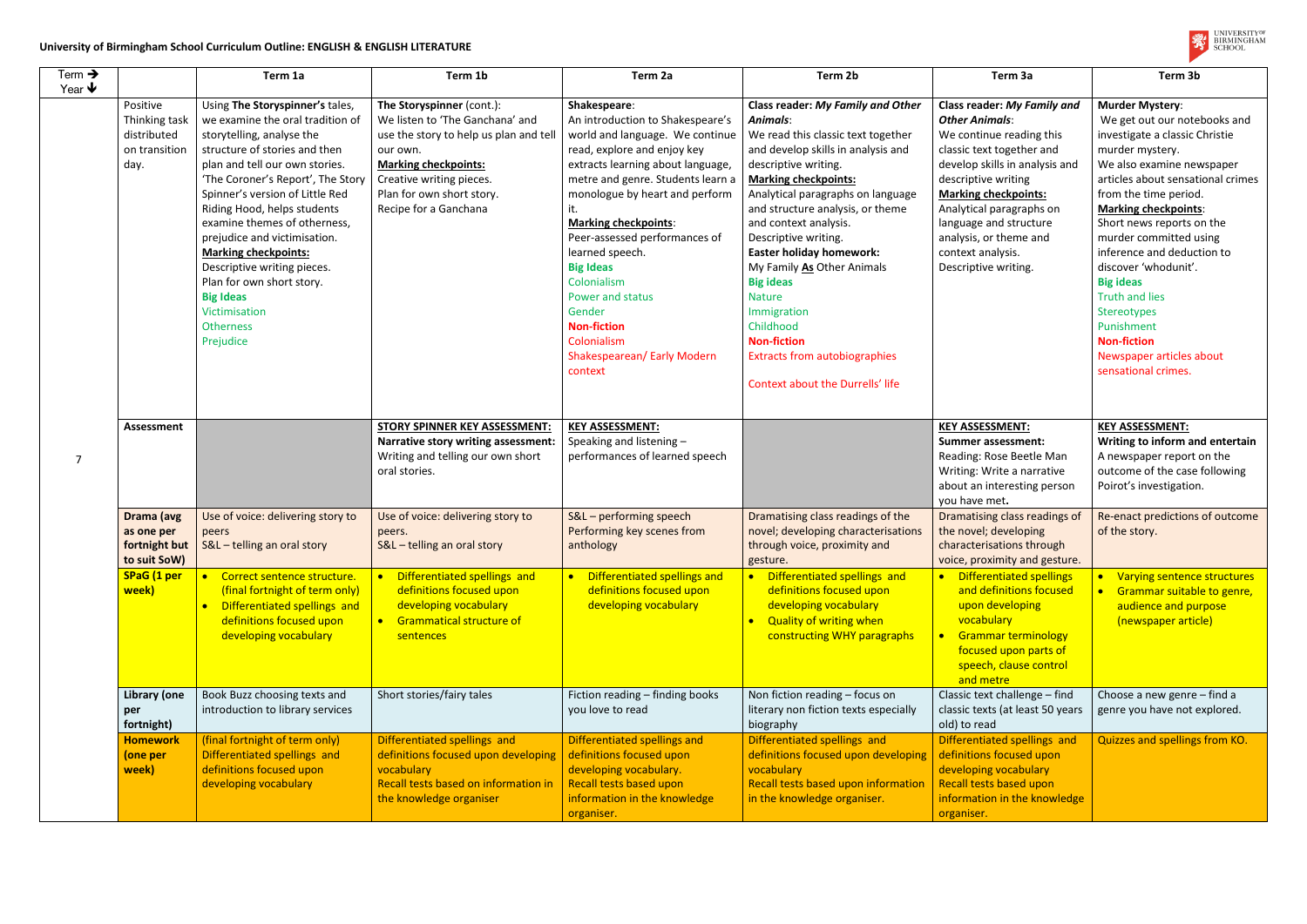**University of Birmingham School Curriculum Outline: ENGLISH & ENGLISH LITERATURE**

| Term → Year ↓ | | Term 1a | Term 1b | Term 2a | Term 2b | Term 3a | Term 3b |
|---|---|---|---|---|---|---|---|
| 7 | Positive Thinking task distributed on transition day. | Using **The Storyspinner's** tales, we examine the oral tradition of storytelling, analyse the structure of stories and then plan and tell our own stories. 'The Coroner's Report', The Story Spinner's version of Little Red Riding Hood, helps students examine themes of otherness, prejudice and victimisation.<br>**Marking checkpoints:**<br>Descriptive writing pieces.<br>Plan for own short story.<br>**Big Ideas**<br>Victimisation<br>Otherness<br>Prejudice | **The Storyspinner** (cont.):<br>We listen to 'The Ganchana' and use the story to help us plan and tell our own.<br>**Marking checkpoints:**<br>Creative writing pieces.<br>Plan for own short story.<br>Recipe for a Ganchana | **Shakespeare**:<br>An introduction to Shakespeare's world and language. We continue read, explore and enjoy key extracts learning about language, metre and genre. Students learn a monologue by heart and perform it.<br>**Marking checkpoints**:<br>Peer-assessed performances of learned speech.<br>**Big Ideas**<br>Colonialism<br>Power and status<br>Gender<br>**Non-fiction**<br>Colonialism<br>Shakespearean/ Early Modern context | **Class reader: *My Family and Other Animals***:<br>We read this classic text together and develop skills in analysis and descriptive writing.<br>**Marking checkpoints:**<br>Analytical paragraphs on language and structure analysis, or theme and context analysis.<br>Descriptive writing.<br>**Easter holiday homework:**<br>My Family **As** Other Animals<br>**Big ideas**<br>Nature<br>Immigration<br>Childhood<br>**Non-fiction**<br>Extracts from autobiographies<br><br>Context about the Durrells' life | **Class reader: *My Family and Other Animals***:<br>We continue reading this classic text together and develop skills in analysis and descriptive writing<br>**Marking checkpoints:**<br>Analytical paragraphs on language and structure analysis, or theme and context analysis.<br>Descriptive writing. | **Murder Mystery**:<br>We get out our notebooks and investigate a classic Christie murder mystery.<br>We also examine newspaper articles about sensational crimes from the time period.<br>**Marking checkpoints**:<br>Short news reports on the murder committed using inference and deduction to discover 'whodunit'.<br>**Big ideas**<br>Truth and lies<br>Stereotypes<br>Punishment<br>**Non-fiction**<br>Newspaper articles about sensational crimes. |
| | **Assessment** | | **STORY SPINNER KEY ASSESSMENT:**<br>**Narrative story writing assessment:**<br>Writing and telling our own short oral stories. | **KEY ASSESSMENT:**<br>Speaking and listening – performances of learned speech | | **KEY ASSESSMENT:**<br>**Summer assessment:**<br>Reading: Rose Beetle Man<br>Writing: Write a narrative about an interesting person you have met**.** | **KEY ASSESSMENT:**<br>**Writing to inform and entertain**<br>A newspaper report on the outcome of the case following Poirot's investigation. |
| | **Drama (avg as one per fortnight but to suit SoW)** | Use of voice: delivering story to peers<br>S&L – telling an oral story | Use of voice: delivering story to peers.<br>S&L – telling an oral story | S&L – performing speech<br>Performing key scenes from anthology | Dramatising class readings of the novel; developing characterisations through voice, proximity and gesture. | Dramatising class readings of the novel; developing characterisations through voice, proximity and gesture. | Re-enact predictions of outcome of the story. |
| | **SPaG (1 per week)** | • Correct sentence structure. (final fortnight of term only)<br>• Differentiated spellings and definitions focused upon developing vocabulary | • Differentiated spellings and definitions focused upon developing vocabulary<br>• Grammatical structure of sentences | • Differentiated spellings and definitions focused upon developing vocabulary | • Differentiated spellings and definitions focused upon developing vocabulary<br>• Quality of writing when constructing WHY paragraphs | • Differentiated spellings and definitions focused upon developing vocabulary<br>• Grammar terminology focused upon parts of speech, clause control and metre | • Varying sentence structures<br>• Grammar suitable to genre, audience and purpose (newspaper article) |
| | **Library (one per fortnight)** | Book Buzz choosing texts and introduction to library services | Short stories/fairy tales | Fiction reading – finding books you love to read | Non fiction reading – focus on literary non fiction texts especially biography | Classic text challenge – find classic texts (at least 50 years old) to read | Choose a new genre – find a genre you have not explored. |
| | **Homework (one per week)** | (final fortnight of term only) Differentiated spellings and definitions focused upon developing vocabulary | Differentiated spellings and definitions focused upon developing vocabulary<br>Recall tests based on information in the knowledge organiser | Differentiated spellings and definitions focused upon developing vocabulary.<br>Recall tests based upon information in the knowledge organiser. | Differentiated spellings and definitions focused upon developing vocabulary<br>Recall tests based upon information in the knowledge organiser. | Differentiated spellings and definitions focused upon developing vocabulary<br>Recall tests based upon information in the knowledge organiser. | Quizzes and spellings from KO. |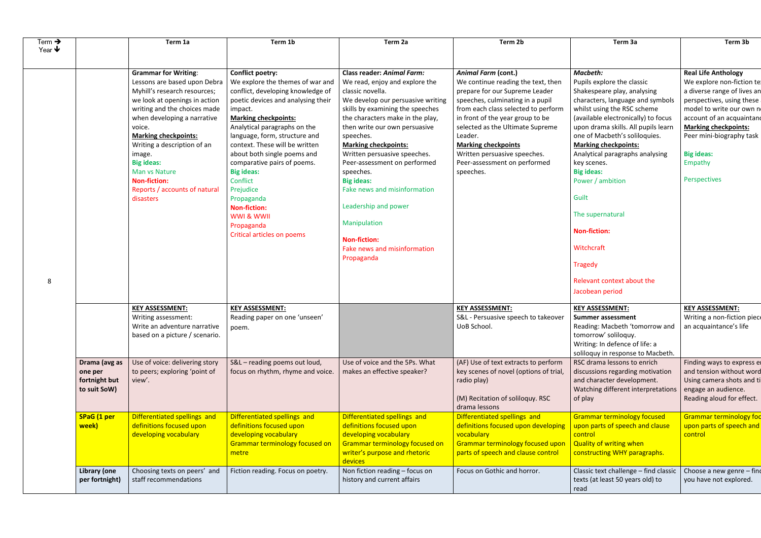| Term ➔ Year ➘ | | Term 1a | Term 1b | Term 2a | Term 2b | Term 3a | Term 3b |
|---|---|---|---|---|---|---|---|
| 8 | | **Grammar for Writing**: Lessons are based upon Debra Myhill's research resources; we look at openings in action writing and the choices made when developing a narrative voice.<br>**Marking checkpoints:**<br>Writing a description of an image.<br>**Big ideas:**<br>Man vs Nature<br>**Non-fiction:**<br>Reports / accounts of natural disasters | **Conflict poetry:**<br>We explore the themes of war and conflict, developing knowledge of poetic devices and analysing their impact.<br>**Marking checkpoints:**<br>Analytical paragraphs on the language, form, structure and context. These will be written about both single poems and comparative pairs of poems.<br>**Big ideas:**<br>Conflict<br>Prejudice<br>Propaganda<br>**Non-fiction:**<br>WWI & WWII<br>Propaganda<br>Critical articles on poems | **Class reader: *Animal Farm:***<br>We read, enjoy and explore the classic novella.<br>We develop our persuasive writing skills by examining the speeches the characters make in the play, then write our own persuasive speeches.<br>**Marking checkpoints:**<br>Written persuasive speeches.<br>Peer-assessment on performed speeches.<br>**Big ideas:**<br>Fake news and misinformation<br>Leadership and power<br>Manipulation<br>**Non-fiction:**<br>Fake news and misinformation<br>Propaganda | ***Animal Farm* (cont.)**<br>We continue reading the text, then prepare for our Supreme Leader speeches, culminating in a pupil from each class selected to perform in front of the year group to be selected as the Ultimate Supreme Leader.<br>**Marking checkpoints**<br>Written persuasive speeches.<br>Peer-assessment on performed speeches. | ***Macbeth:***<br>Pupils explore the classic Shakespeare play, analysing characters, language and symbols whilst using the RSC scheme (available electronically) to focus upon drama skills. All pupils learn one of Macbeth's soliloquies.<br>**Marking checkpoints:**<br>Analytical paragraphs analysing key scenes.<br>**Big ideas:**<br>Power / ambition<br>Guilt<br>The supernatural<br>**Non-fiction:**<br>Witchcraft<br>Tragedy<br>Relevant context about the Jacobean period | **Real Life Anthology**<br>We explore non-fiction te a diverse range of lives an perspectives, using these model to write our own n account of an acquaintanc<br>**Marking checkpoints:**<br>Peer mini-biography task<br>**Big ideas:**<br>Empathy<br>Perspectives |
| | | **KEY ASSESSMENT:**<br>Writing assessment:<br>Write an adventure narrative based on a picture / scenario. | **KEY ASSESSMENT:**<br>Reading paper on one 'unseen' poem. | | **KEY ASSESSMENT:**<br>S&L - Persuasive speech to takeover UoB School. | **KEY ASSESSMENT:**<br>**Summer assessment**<br>Reading: Macbeth 'tomorrow and tomorrow' soliloquy.<br>Writing: In defence of life: a soliloquy in response to Macbeth. | **KEY ASSESSMENT:**<br>Writing a non-fiction piec an acquaintance's life |
| | **Drama (avg as one per fortnight but to suit SoW)** | Use of voice: delivering story to peers; exploring 'point of view'. | S&L – reading poems out loud, focus on rhythm, rhyme and voice. | Use of voice and the 5Ps. What makes an effective speaker? | (AF) Use of text extracts to perform key scenes of novel (options of trial, radio play)<br><br>(M) Recitation of soliloquy. RSC drama lessons | RSC drama lessons to enrich discussions regarding motivation and character development. Watching different interpretations of play | Finding ways to express e and tension without word Using camera shots and ti engage an audience. Reading aloud for effect. |
| | **SPaG (1 per week)** | Differentiated spellings and definitions focused upon developing vocabulary | Differentiated spellings and definitions focused upon developing vocabulary<br>Grammar terminology focused on metre | Differentiated spellings and definitions focused upon developing vocabulary<br>Grammar terminology focused on writer's purpose and rhetoric devices | Differentiated spellings and definitions focused upon developing vocabulary<br>Grammar terminology focused upon parts of speech and clause control | Grammar terminology focused upon parts of speech and clause control<br>Quality of writing when constructing WHY paragraphs. | Grammar terminology foc upon parts of speech and control |
| | **Library (one per fortnight)** | Choosing texts on peers' and staff recommendations | Fiction reading. Focus on poetry. | Non fiction reading – focus on history and current affairs | Focus on Gothic and horror. | Classic text challenge – find classic texts (at least 50 years old) to read | Choose a new genre – fin you have not explored. |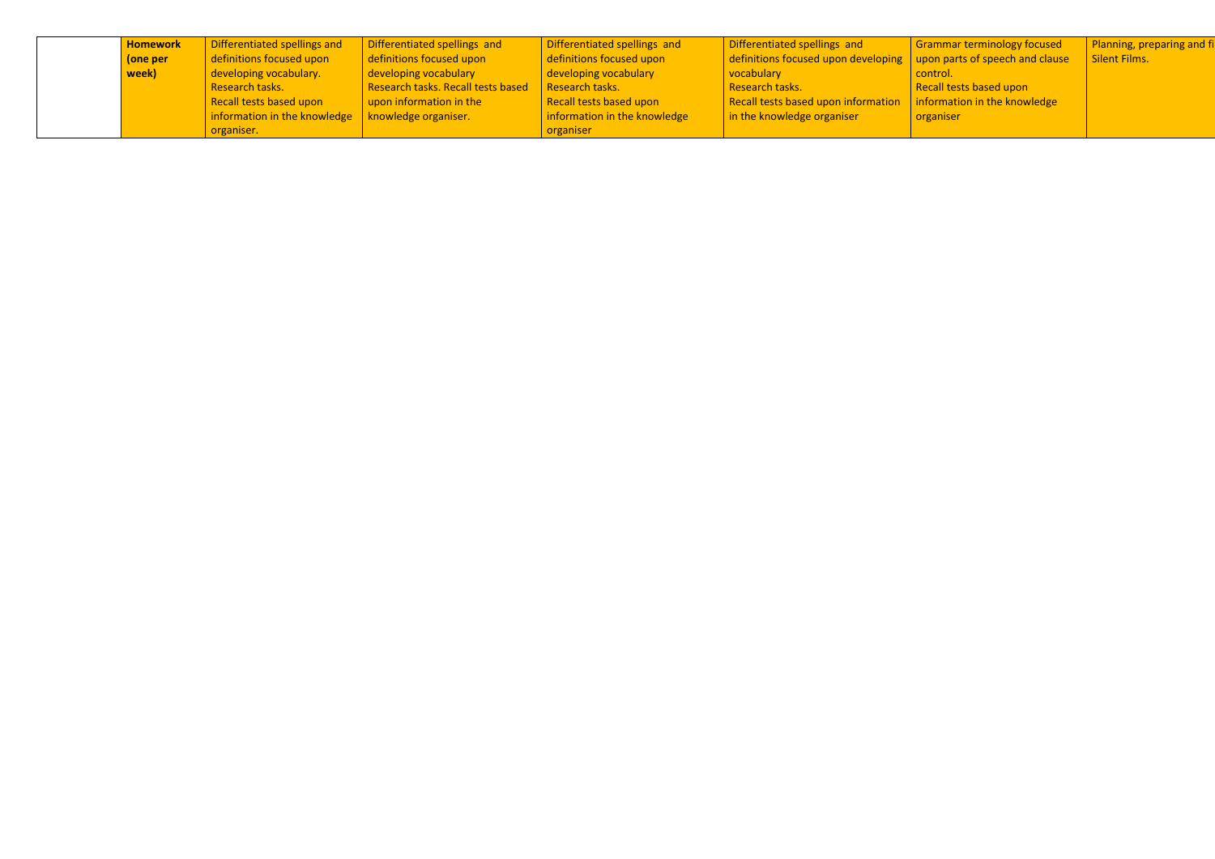|  | **Homework (one per week)** | Differentiated spellings and definitions focused upon developing vocabulary. Research tasks. Recall tests based upon information in the knowledge organiser. | Differentiated spellings and definitions focused upon developing vocabulary Research tasks. Recall tests based upon information in the knowledge organiser. | Differentiated spellings and definitions focused upon developing vocabulary Research tasks. Recall tests based upon information in the knowledge organiser | Differentiated spellings and definitions focused upon developing vocabulary Research tasks. Recall tests based upon information in the knowledge organiser | Grammar terminology focused upon parts of speech and clause control. Recall tests based upon information in the knowledge organiser | Planning, preparing and fi Silent Films. |
|---|---|---|---|---|---|---|---|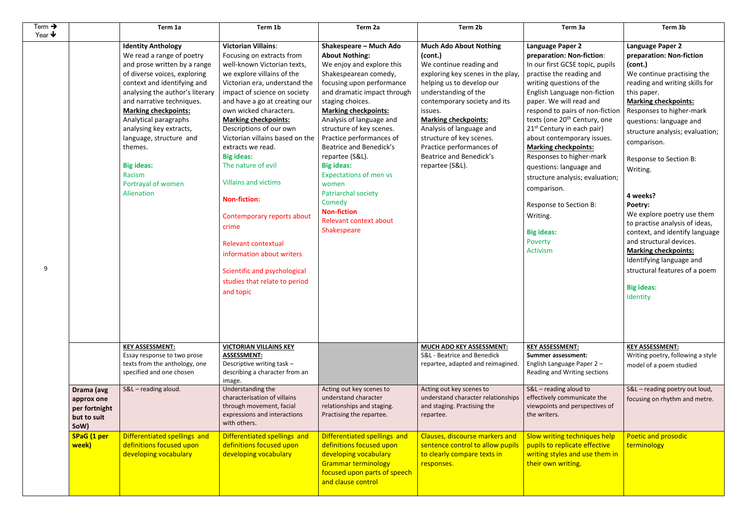| Term ➔ Year ➘ | | Term 1a | Term 1b | Term 2a | Term 2b | Term 3a | Term 3b |
|---|---|---|---|---|---|---|---|
| 9 | | **Identity Anthology** We read a range of poetry and prose written by a range of diverse voices, exploring context and identifying and analysing the author's literary and narrative techniques. **Marking checkpoints:** Analytical paragraphs analysing key extracts, language, structure and themes. **Big ideas:** Racism Portrayal of women Alienation | **Victorian Villains**: Focusing on extracts from well-known Victorian texts, we explore villains of the Victorian era, understand the impact of science on society and have a go at creating our own wicked characters. **Marking checkpoints:** Descriptions of our own Victorian villains based on the extracts we read. **Big ideas:** The nature of evil Villains and victims **Non-fiction:** Contemporary reports about crime Relevant contextual information about writers Scientific and psychological studies that relate to period and topic | **Shakespeare – Much Ado About Nothing:** We enjoy and explore this Shakespearean comedy, focusing upon performance and dramatic impact through staging choices. **Marking checkpoints:** Analysis of language and structure of key scenes. Practice performances of Beatrice and Benedick's repartee (S&L). **Big ideas:** Expectations of men vs women Patriarchal society Comedy **Non-fiction** Relevant context about Shakespeare | **Much Ado About Nothing (cont.)** We continue reading and exploring key scenes in the play, helping us to develop our understanding of the contemporary society and its issues. **Marking checkpoints:** Analysis of language and structure of key scenes. Practice performances of Beatrice and Benedick's repartee (S&L). | **Language Paper 2 preparation: Non-fiction**: In our first GCSE topic, pupils practise the reading and writing questions of the English Language non-fiction paper. We will read and respond to pairs of non-fiction texts (one 20th Century, one 21st Century in each pair) about contemporary issues. **Marking checkpoints:** Responses to higher-mark questions: language and structure analysis; evaluation; comparison. Response to Section B: Writing. **Big ideas:** Poverty Activism | **Language Paper 2 preparation: Non-fiction (cont.)** We continue practising the reading and writing skills for this paper. **Marking checkpoints:** Responses to higher-mark questions: language and structure analysis; evaluation; comparison. Response to Section B: Writing. **4 weeks? Poetry:** We explore poetry use them to practise analysis of ideas, context, and identify language and structural devices. **Marking checkpoints:** Identifying language and structural features of a poem **Big ideas:** Identity |
| | | **KEY ASSESSMENT:** Essay response to two prose texts from the anthology, one specified and one chosen | **VICTORIAN VILLAINS KEY ASSESSMENT:** Descriptive writing task – describing a character from an image. | | **MUCH ADO KEY ASSESSMENT:** S&L - Beatrice and Benedick repartee, adapted and reimagined. | **KEY ASSESSMENT:** **Summer assessment:** English Language Paper 2 – Reading and Writing sections | **KEY ASSESSMENT:** Writing poetry, following a style model of a poem studied |
| | **Drama (avg approx one per fortnight but to suit SoW)** | S&L – reading aloud. | Understanding the characterisation of villains through movement, facial expressions and interactions with others. | Acting out key scenes to understand character relationships and staging. Practising the repartee. | Acting out key scenes to understand character relationships and staging. Practising the repartee. | S&L – reading aloud to effectively communicate the viewpoints and perspectives of the writers. | S&L – reading poetry out loud, focusing on rhythm and metre. |
| | **SPaG (1 per week)** | Differentiated spellings and definitions focused upon developing vocabulary | Differentiated spellings and definitions focused upon developing vocabulary | Differentiated spellings and definitions focused upon developing vocabulary Grammar terminology focused upon parts of speech and clause control | Clauses, discourse markers and sentence control to allow pupils to clearly compare texts in responses. | Slow writing techniques help pupils to replicate effective writing styles and use them in their own writing. | Poetic and prosodic terminology |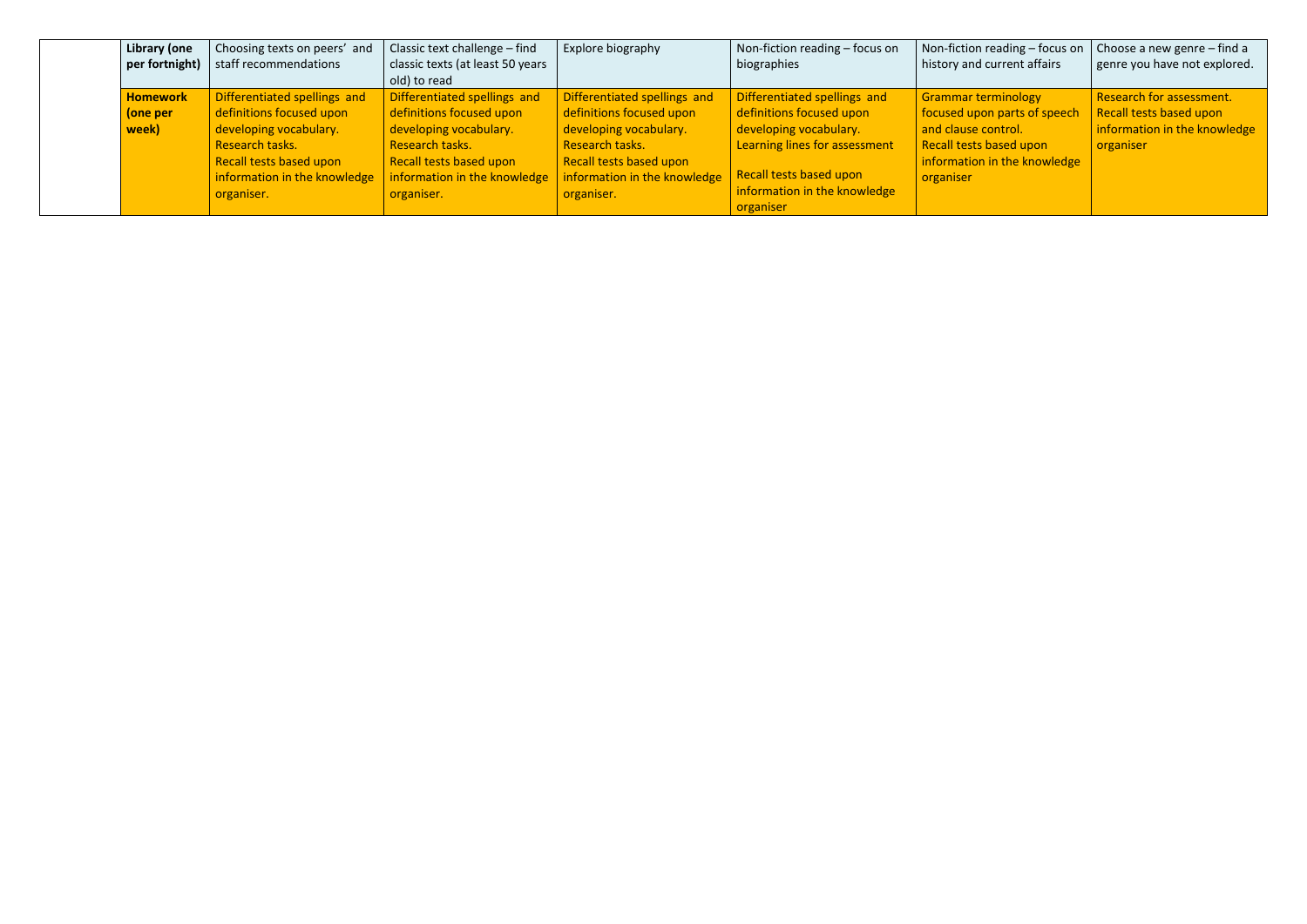| | | | | | | | |
|---|---|---|---|---|---|---|---|
| | **Library (one per fortnight)** | Choosing texts on peers' and staff recommendations | Classic text challenge – find classic texts (at least 50 years old) to read | Explore biography | Non-fiction reading – focus on biographies | Non-fiction reading – focus on history and current affairs | Choose a new genre – find a genre you have not explored. |
| | **Homework (one per week)** | Differentiated spellings and definitions focused upon developing vocabulary. Research tasks. Recall tests based upon information in the knowledge organiser. | Differentiated spellings and definitions focused upon developing vocabulary. Research tasks. Recall tests based upon information in the knowledge organiser. | Differentiated spellings and definitions focused upon developing vocabulary. Research tasks. Recall tests based upon information in the knowledge organiser. | Differentiated spellings and definitions focused upon developing vocabulary. Learning lines for assessment Recall tests based upon information in the knowledge organiser | Grammar terminology focused upon parts of speech and clause control. Recall tests based upon information in the knowledge organiser | Research for assessment. Recall tests based upon information in the knowledge organiser |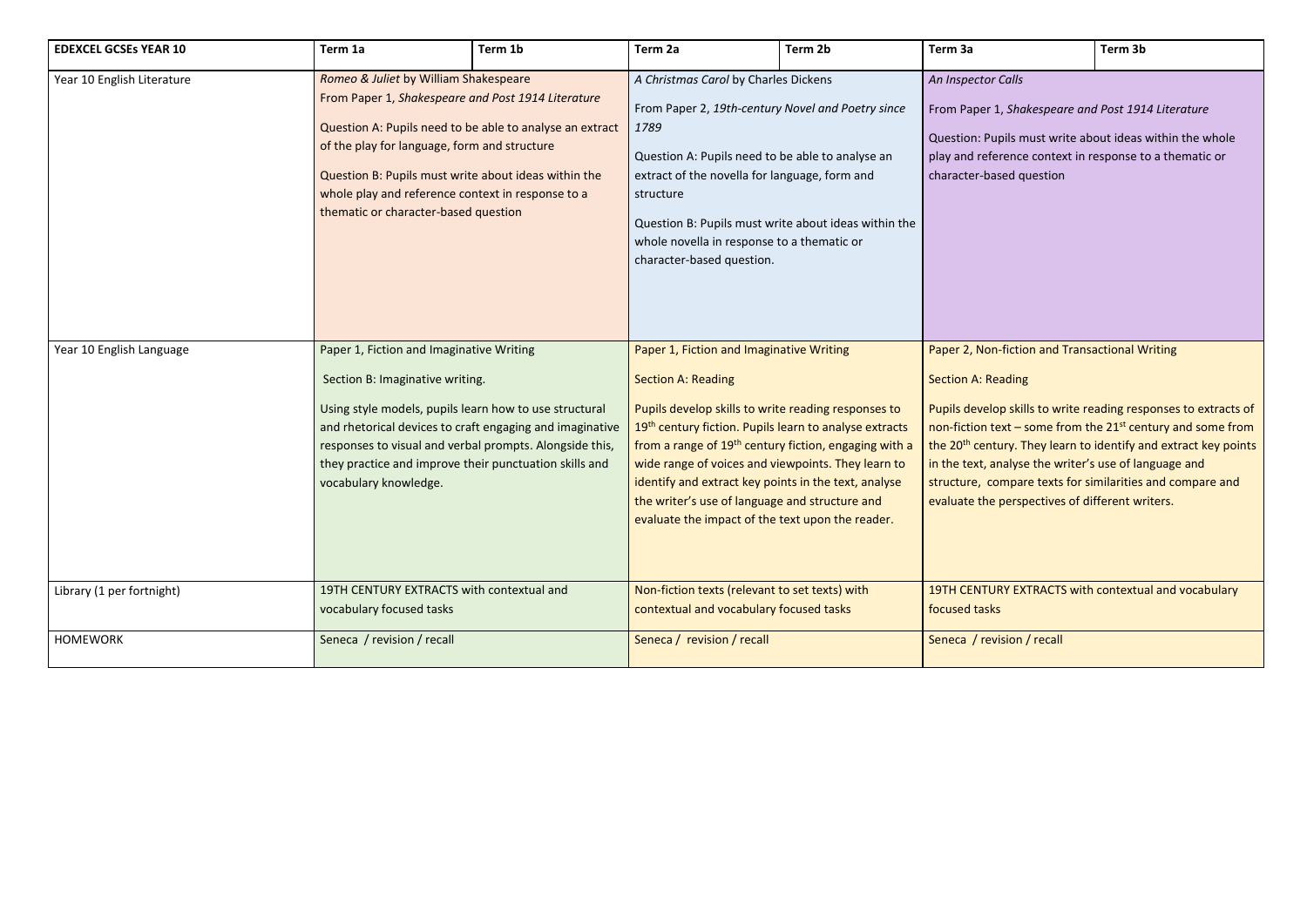| EDEXCEL GCSEs YEAR 10 | Term 1a | Term 1b | Term 2a | Term 2b | Term 3a | Term 3b |
|---|---|---|---|---|---|---|
| Year 10 English Literature | *Romeo & Juliet* by William Shakespeare<br>From Paper 1, *Shakespeare and Post 1914 Literature*<br><br>Question A: Pupils need to be able to analyse an extract of the play for language, form and structure<br><br>Question B: Pupils must write about ideas within the whole play and reference context in response to a thematic or character-based question | | *A Christmas Carol* by Charles Dickens<br><br>From Paper 2, *19th-century Novel and Poetry since 1789*<br><br>Question A: Pupils need to be able to analyse an extract of the novella for language, form and structure<br><br>Question B: Pupils must write about ideas within the whole novella in response to a thematic or character-based question. | | *An Inspector Calls*<br><br>From Paper 1, *Shakespeare and Post 1914 Literature*<br><br>Question: Pupils must write about ideas within the whole play and reference context in response to a thematic or character-based question | |
| Year 10 English Language | Paper 1, Fiction and Imaginative Writing<br><br>Section B: Imaginative writing.<br><br>Using style models, pupils learn how to use structural and rhetorical devices to craft engaging and imaginative responses to visual and verbal prompts. Alongside this, they practice and improve their punctuation skills and vocabulary knowledge. | | Paper 1, Fiction and Imaginative Writing<br><br>Section A: Reading<br><br>Pupils develop skills to write reading responses to 19th century fiction. Pupils learn to analyse extracts from a range of 19th century fiction, engaging with a wide range of voices and viewpoints. They learn to identify and extract key points in the text, analyse the writer's use of language and structure and evaluate the impact of the text upon the reader. | | Paper 2, Non-fiction and Transactional Writing<br><br>Section A: Reading<br><br>Pupils develop skills to write reading responses to extracts of non-fiction text – some from the 21st century and some from the 20th century. They learn to identify and extract key points in the text, analyse the writer's use of language and structure, compare texts for similarities and compare and evaluate the perspectives of different writers. | |
| Library (1 per fortnight) | 19TH CENTURY EXTRACTS with contextual and vocabulary focused tasks | | Non-fiction texts (relevant to set texts) with contextual and vocabulary focused tasks | | 19TH CENTURY EXTRACTS with contextual and vocabulary focused tasks | |
| HOMEWORK | Seneca / revision / recall | | Seneca / revision / recall | | Seneca / revision / recall | |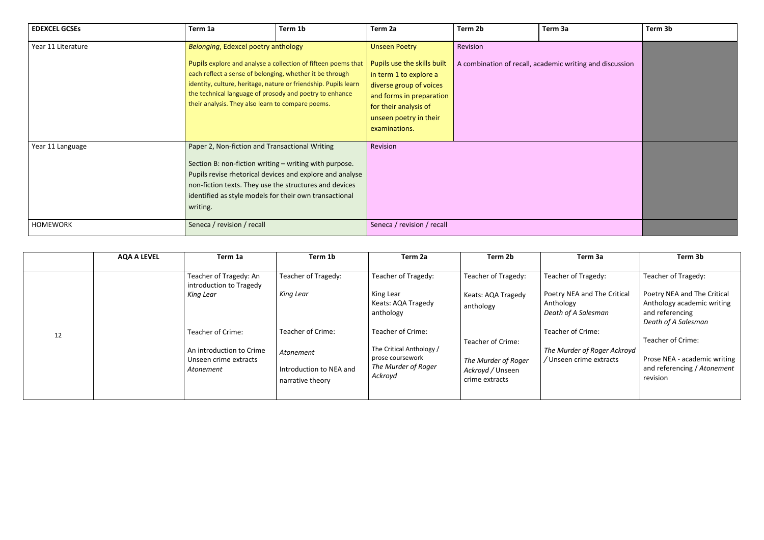| EDEXCEL GCSEs | Term 1a | Term 1b | Term 2a | Term 2b | Term 3a | Term 3b |
|---|---|---|---|---|---|---|
| Year 11 Literature | *Belonging*, Edexcel poetry anthology<br><br>Pupils explore and analyse a collection of fifteen poems that each reflect a sense of belonging, whether it be through identity, culture, heritage, nature or friendship. Pupils learn the technical language of prosody and poetry to enhance their analysis. They also learn to compare poems. | | Unseen Poetry<br><br>Pupils use the skills built in term 1 to explore a diverse group of voices and forms in preparation for their analysis of unseen poetry in their examinations. | Revision<br><br>A combination of recall, academic writing and discussion | | |
| Year 11 Language | Paper 2, Non-fiction and Transactional Writing<br><br>Section B: non-fiction writing – writing with purpose. Pupils revise rhetorical devices and explore and analyse non-fiction texts. They use the structures and devices identified as style models for their own transactional writing. | | Revision | | | |
| HOMEWORK | Seneca / revision / recall | | Seneca / revision / recall | | | |

| | AQA A LEVEL | Term 1a | Term 1b | Term 2a | Term 2b | Term 3a | Term 3b |
|---|---|---|---|---|---|---|---|
| 12 | | Teacher of Tragedy: An introduction to Tragedy<br>*King Lear*<br><br>Teacher of Crime:<br><br>An introduction to Crime<br>Unseen crime extracts<br>*Atonement* | Teacher of Tragedy:<br><br>*King Lear*<br><br>Teacher of Crime:<br><br>*Atonement*<br><br>Introduction to NEA and narrative theory | Teacher of Tragedy:<br><br>King Lear<br>Keats: AQA Tragedy anthology<br><br>Teacher of Crime:<br><br>The Critical Anthology / prose coursework<br>*The Murder of Roger Ackroyd* | Teacher of Tragedy:<br><br>Keats: AQA Tragedy anthology<br><br>Teacher of Crime:<br><br>*The Murder of Roger Ackroyd* / Unseen crime extracts | Teacher of Tragedy:<br><br>Poetry NEA and The Critical Anthology<br>*Death of A Salesman*<br><br>Teacher of Crime:<br><br>*The Murder of Roger Ackroyd* / Unseen crime extracts | Teacher of Tragedy:<br><br>Poetry NEA and The Critical Anthology academic writing and referencing<br>*Death of A Salesman*<br><br>Teacher of Crime:<br><br>Prose NEA - academic writing and referencing / *Atonement* revision |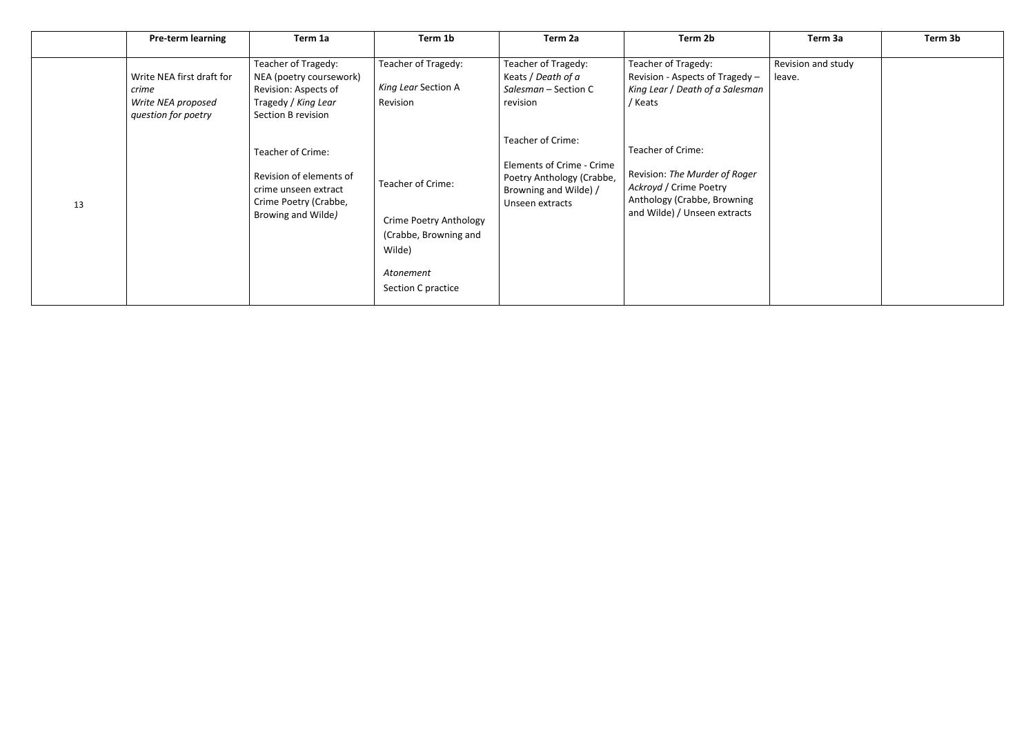| | Pre-term learning | Term 1a | Term 1b | Term 2a | Term 2b | Term 3a | Term 3b |
|---|---|---|---|---|---|---|---|
| 13 | Write NEA first draft for *crime*<br>*Write NEA proposed question for poetry* | Teacher of Tragedy:<br>NEA (poetry coursework)<br>Revision: Aspects of Tragedy / *King Lear* Section B revision<br><br>Teacher of Crime:<br><br>Revision of elements of crime unseen extract<br>Crime Poetry (Crabbe, Browing and Wilde*)* | Teacher of Tragedy:<br><br>*King Lear* Section A Revision<br><br>Teacher of Crime:<br><br>Crime Poetry Anthology (Crabbe, Browning and Wilde)<br><br>*Atonement*<br>Section C practice | Teacher of Tragedy:<br>Keats / *Death of a Salesman* – Section C revision<br><br>Teacher of Crime:<br><br>Elements of Crime - Crime Poetry Anthology (Crabbe, Browning and Wilde) / Unseen extracts | Teacher of Tragedy:<br>Revision - Aspects of Tragedy – *King Lear* / *Death of a Salesman* / Keats<br><br>Teacher of Crime:<br><br>Revision: *The Murder of Roger Ackroyd* / Crime Poetry Anthology (Crabbe, Browning and Wilde) / Unseen extracts | Revision and study leave. | |